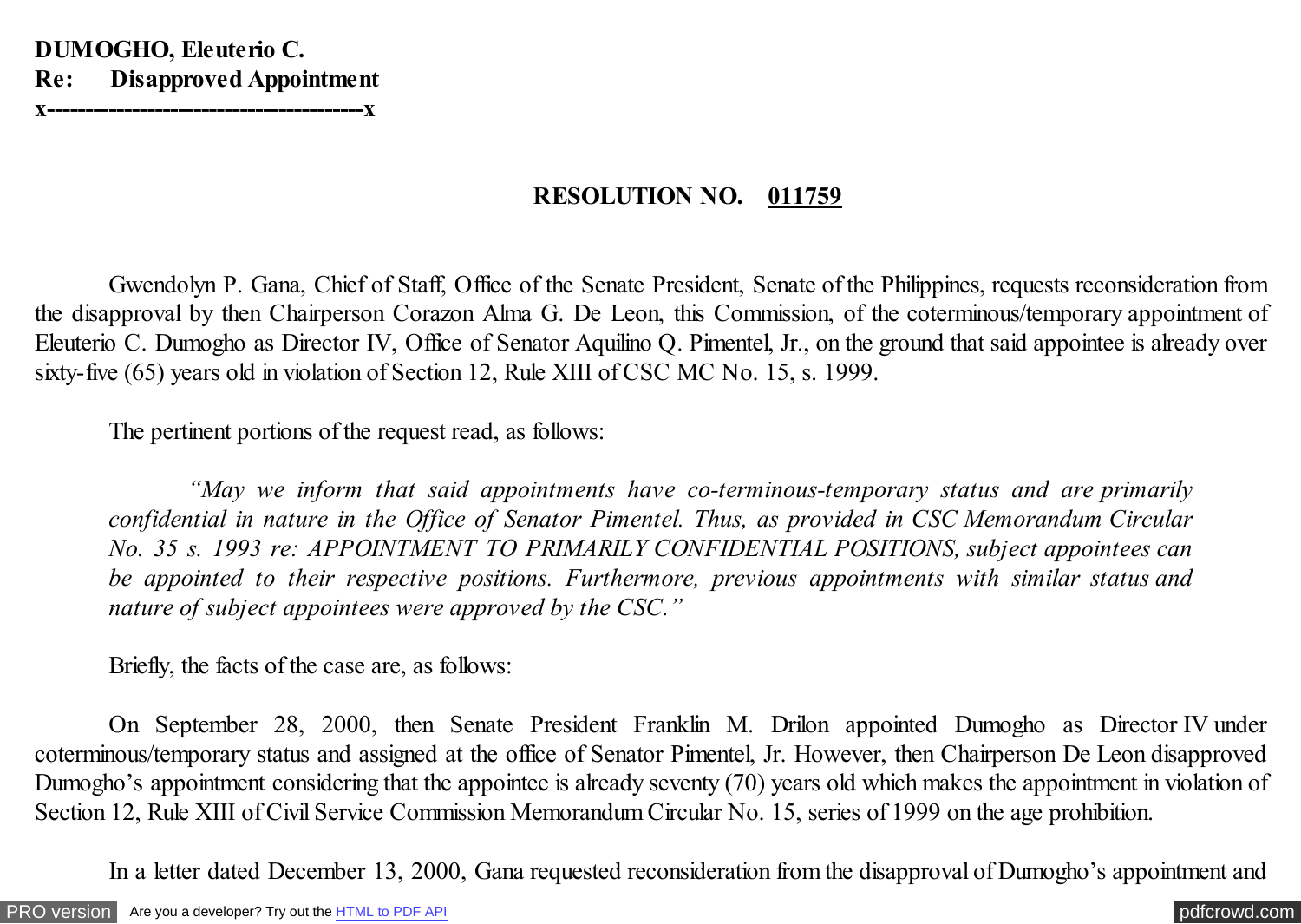**DUMOGHO, Eleuterio C.**
**Re: Disapproved Appointment**
**x----------------------------------------x**

**RESOLUTION NO. 011759**

Gwendolyn P. Gana, Chief of Staff, Office of the Senate President, Senate of the Philippines, requests reconsideration from the disapproval by then Chairperson Corazon Alma G. De Leon, this Commission, of the coterminous/temporary appointment of Eleuterio C. Dumogho as Director IV, Office of Senator Aquilino Q. Pimentel, Jr., on the ground that said appointee is already over sixty-five (65) years old in violation of Section 12, Rule XIII of CSC MC No. 15, s. 1999.

The pertinent portions of the request read, as follows:

> *"May we inform that said appointments have co-terminous-temporary status and are primarily confidential in nature in the Office of Senator Pimentel. Thus, as provided in CSC Memorandum Circular No. 35 s. 1993 re: APPOINTMENT TO PRIMARILY CONFIDENTIAL POSITIONS, subject appointees can be appointed to their respective positions. Furthermore, previous appointments with similar status and nature of subject appointees were approved by the CSC."*

Briefly, the facts of the case are, as follows:

On September 28, 2000, then Senate President Franklin M. Drilon appointed Dumogho as Director IV under coterminous/temporary status and assigned at the office of Senator Pimentel, Jr. However, then Chairperson De Leon disapproved Dumogho's appointment considering that the appointee is already seventy (70) years old which makes the appointment in violation of Section 12, Rule XIII of Civil Service Commission Memorandum Circular No. 15, series of 1999 on the age prohibition.

In a letter dated December 13, 2000, Gana requested reconsideration from the disapproval of Dumogho's appointment and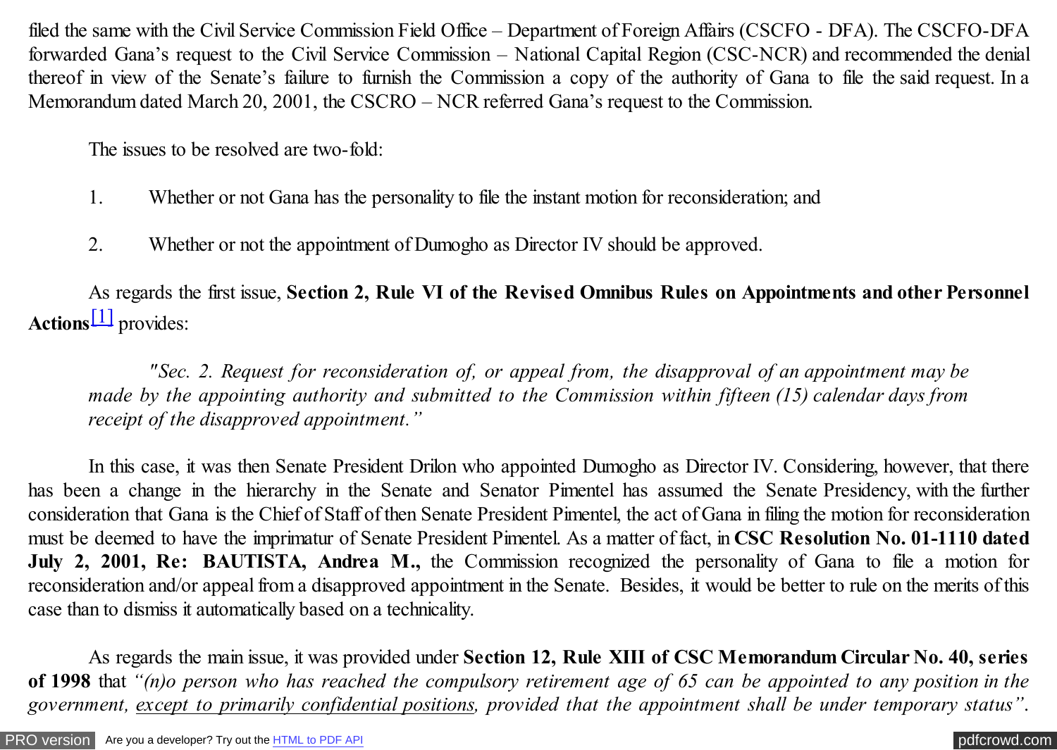filed the same with the Civil Service Commission Field Office – Department of Foreign Affairs (CSCFO - DFA). The CSCFO-DFA forwarded Gana's request to the Civil Service Commission – National Capital Region (CSC-NCR) and recommended the denial thereof in view of the Senate's failure to furnish the Commission a copy of the authority of Gana to file the said request. In a Memorandum dated March 20, 2001, the CSCRO – NCR referred Gana's request to the Commission.

The issues to be resolved are two-fold:

1. Whether or not Gana has the personality to file the instant motion for reconsideration; and

2. Whether or not the appointment of Dumogho as Director IV should be approved.

As regards the first issue, **Section 2, Rule VI of the Revised Omnibus Rules on Appointments and other Personnel Actions**[1] provides:

> *"Sec. 2. Request for reconsideration of, or appeal from, the disapproval of an appointment may be made by the appointing authority and submitted to the Commission within fifteen (15) calendar days from receipt of the disapproved appointment."*

In this case, it was then Senate President Drilon who appointed Dumogho as Director IV. Considering, however, that there has been a change in the hierarchy in the Senate and Senator Pimentel has assumed the Senate Presidency, with the further consideration that Gana is the Chief of Staff of then Senate President Pimentel, the act of Gana in filing the motion for reconsideration must be deemed to have the imprimatur of Senate President Pimentel. As a matter of fact, in **CSC Resolution No. 01-1110 dated July 2, 2001, Re: BAUTISTA, Andrea M.,** the Commission recognized the personality of Gana to file a motion for reconsideration and/or appeal from a disapproved appointment in the Senate. Besides, it would be better to rule on the merits of this case than to dismiss it automatically based on a technicality.

As regards the main issue, it was provided under **Section 12, Rule XIII of CSC Memorandum Circular No. 40, series of 1998** that *"(n)o person who has reached the compulsory retirement age of 65 can be appointed to any position in the government, except to primarily confidential positions, provided that the appointment shall be under temporary status"*.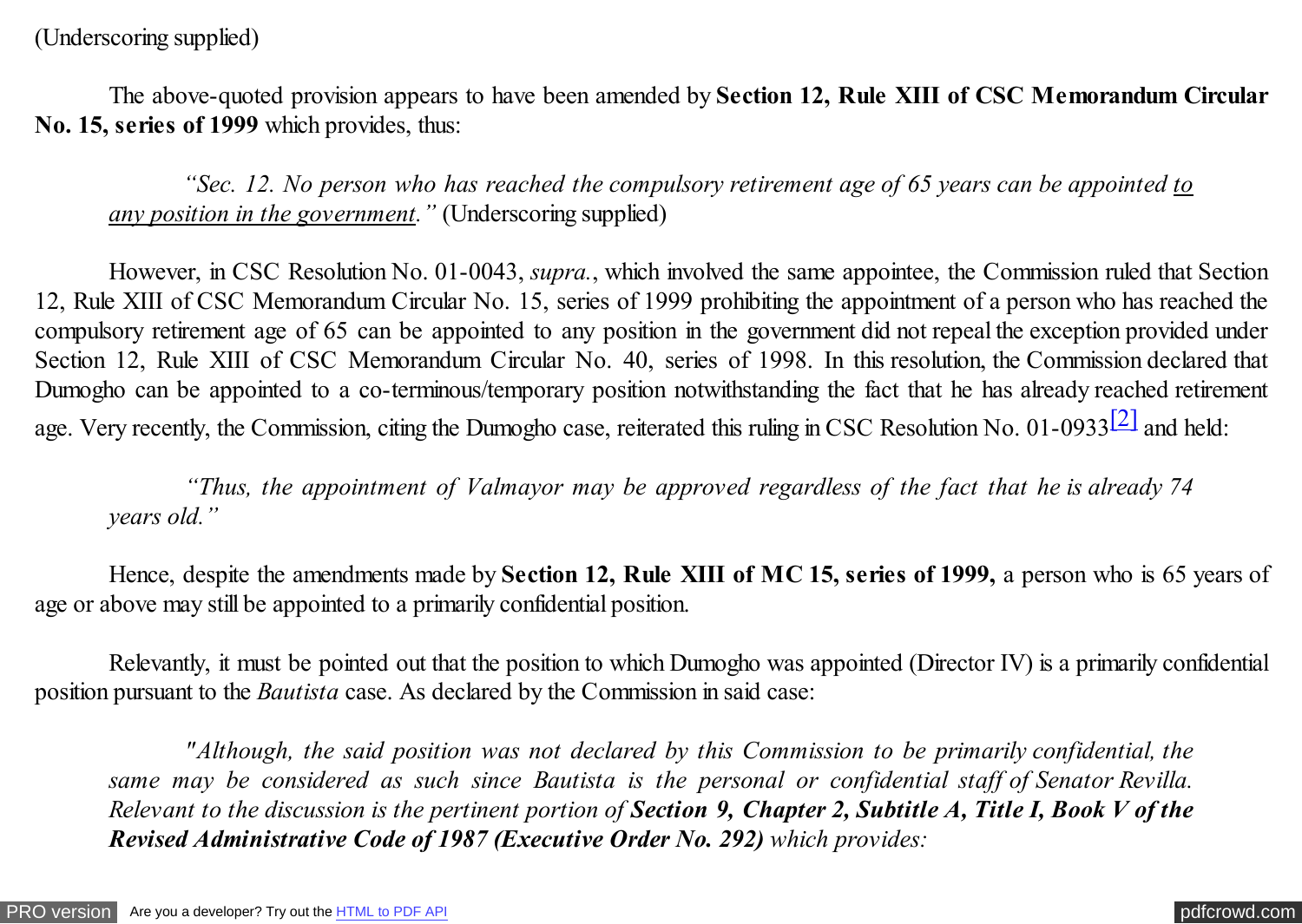(Underscoring supplied)

The above-quoted provision appears to have been amended by **Section 12, Rule XIII of CSC Memorandum Circular No. 15, series of 1999** which provides, thus:

> *"Sec. 12. No person who has reached the compulsory retirement age of 65 years can be appointed to any position in the government."* (Underscoring supplied)

However, in CSC Resolution No. 01-0043, *supra.*, which involved the same appointee, the Commission ruled that Section 12, Rule XIII of CSC Memorandum Circular No. 15, series of 1999 prohibiting the appointment of a person who has reached the compulsory retirement age of 65 can be appointed to any position in the government did not repeal the exception provided under Section 12, Rule XIII of CSC Memorandum Circular No. 40, series of 1998. In this resolution, the Commission declared that Dumogho can be appointed to a co-terminous/temporary position notwithstanding the fact that he has already reached retirement age. Very recently, the Commission, citing the Dumogho case, reiterated this ruling in CSC Resolution No. 01-0933[2] and held:

> *"Thus, the appointment of Valmayor may be approved regardless of the fact that he is already 74 years old."*

Hence, despite the amendments made by **Section 12, Rule XIII of MC 15, series of 1999,** a person who is 65 years of age or above may still be appointed to a primarily confidential position.

Relevantly, it must be pointed out that the position to which Dumogho was appointed (Director IV) is a primarily confidential position pursuant to the *Bautista* case. As declared by the Commission in said case:

> *"Although, the said position was not declared by this Commission to be primarily confidential, the same may be considered as such since Bautista is the personal or confidential staff of Senator Revilla. Relevant to the discussion is the pertinent portion of* ***Section 9, Chapter 2, Subtitle A, Title I, Book V of the Revised Administrative Code of 1987 (Executive Order No. 292)*** *which provides:*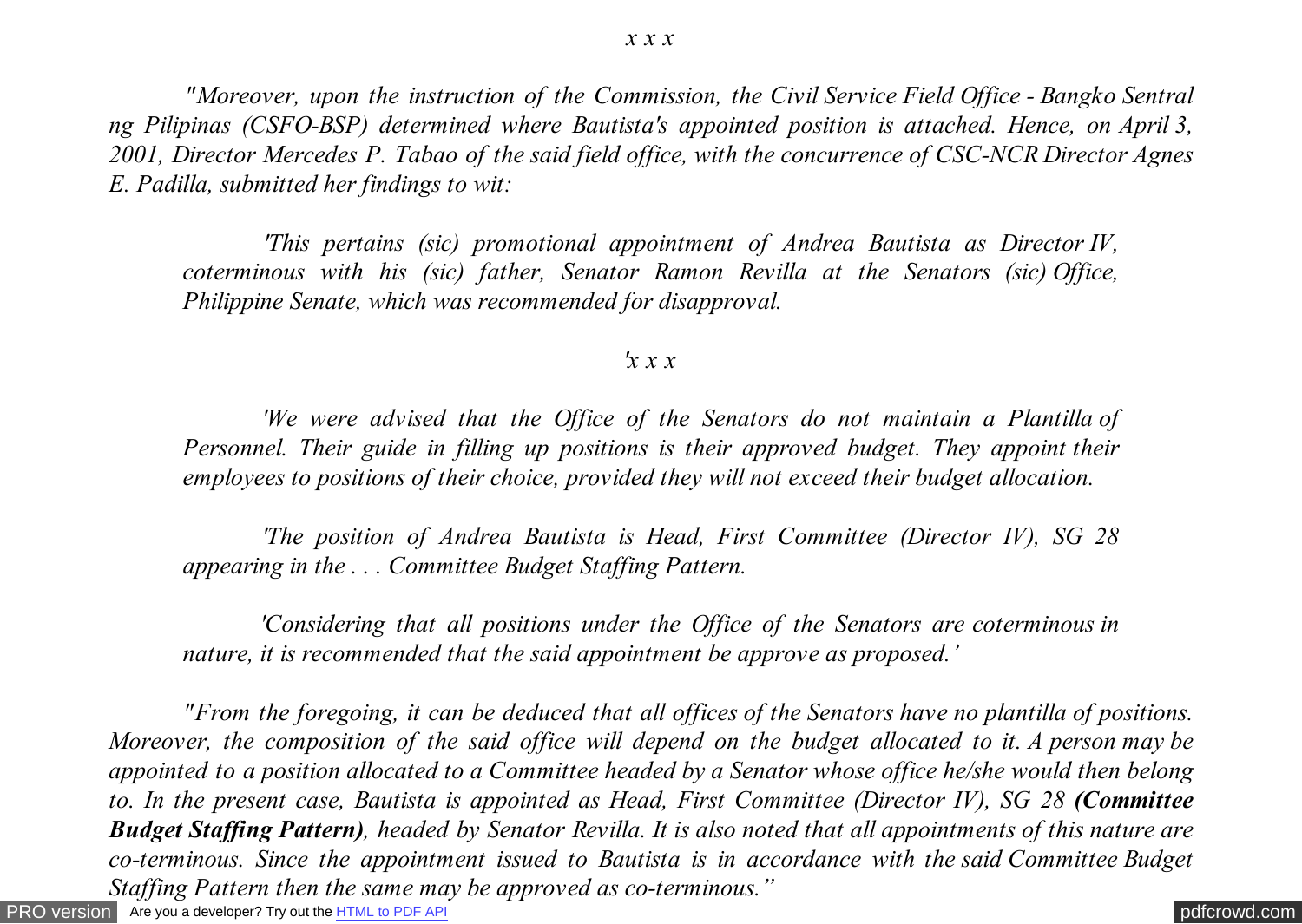*x x x*

*"Moreover, upon the instruction of the Commission, the Civil Service Field Office - Bangko Sentral ng Pilipinas (CSFO-BSP) determined where Bautista's appointed position is attached. Hence, on April 3, 2001, Director Mercedes P. Tabao of the said field office, with the concurrence of CSC-NCR Director Agnes E. Padilla, submitted her findings to wit:*

> *'This pertains (sic) promotional appointment of Andrea Bautista as Director IV, coterminous with his (sic) father, Senator Ramon Revilla at the Senators (sic) Office, Philippine Senate, which was recommended for disapproval.*
>
> *'x x x*
>
> *'We were advised that the Office of the Senators do not maintain a Plantilla of Personnel. Their guide in filling up positions is their approved budget. They appoint their employees to positions of their choice, provided they will not exceed their budget allocation.*
>
> *'The position of Andrea Bautista is Head, First Committee (Director IV), SG 28 appearing in the . . . Committee Budget Staffing Pattern.*
>
> *'Considering that all positions under the Office of the Senators are coterminous in nature, it is recommended that the said appointment be approve as proposed.'*

*"From the foregoing, it can be deduced that all offices of the Senators have no plantilla of positions. Moreover, the composition of the said office will depend on the budget allocated to it. A person may be appointed to a position allocated to a Committee headed by a Senator whose office he/she would then belong to. In the present case, Bautista is appointed as Head, First Committee (Director IV), SG 28* ***(Committee Budget Staffing Pattern)****, headed by Senator Revilla. It is also noted that all appointments of this nature are co-terminous. Since the appointment issued to Bautista is in accordance with the said Committee Budget Staffing Pattern then the same may be approved as co-terminous."*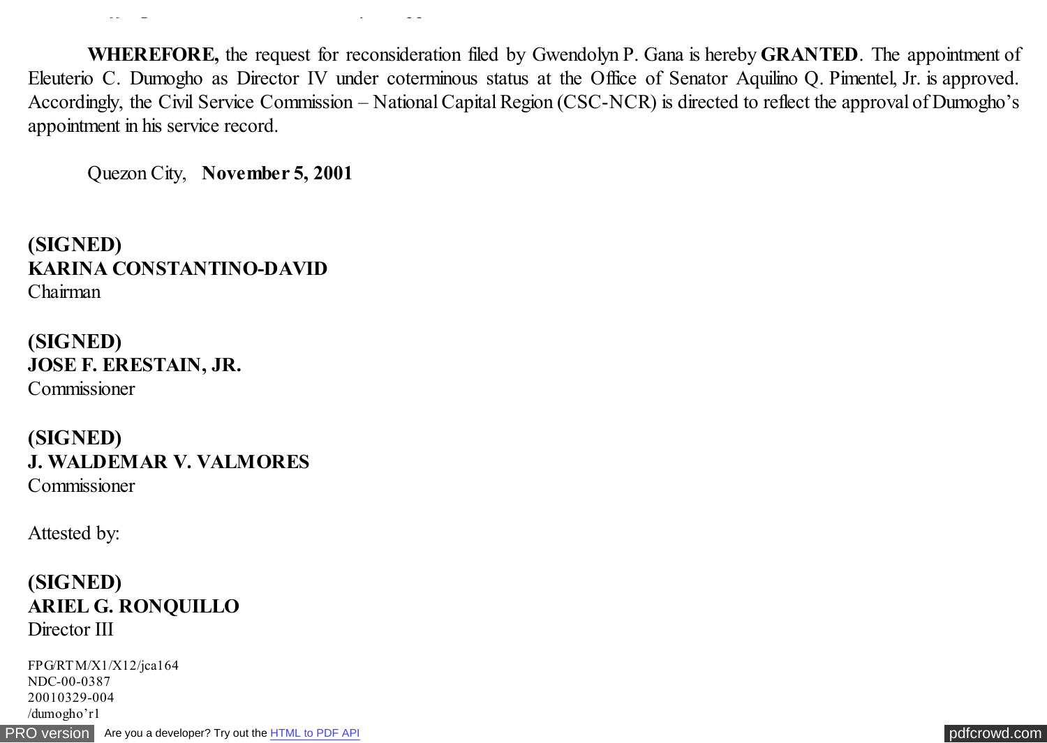**WHEREFORE,** the request for reconsideration filed by Gwendolyn P. Gana is hereby **GRANTED**. The appointment of Eleuterio C. Dumogho as Director IV under coterminous status at the Office of Senator Aquilino Q. Pimentel, Jr. is approved. Accordingly, the Civil Service Commission – National Capital Region (CSC-NCR) is directed to reflect the approval of Dumogho's appointment in his service record.

Quezon City, **November 5, 2001**

**(SIGNED)**
**KARINA CONSTANTINO-DAVID**
Chairman

**(SIGNED)**
**JOSE F. ERESTAIN, JR.**
Commissioner

**(SIGNED)**
**J. WALDEMAR V. VALMORES**
Commissioner

Attested by:

**(SIGNED)**
**ARIEL G. RONQUILLO**
Director III

FPG/RTM/X1/X12/jca164
NDC-00-0387
20010329-004
/dumogho'r1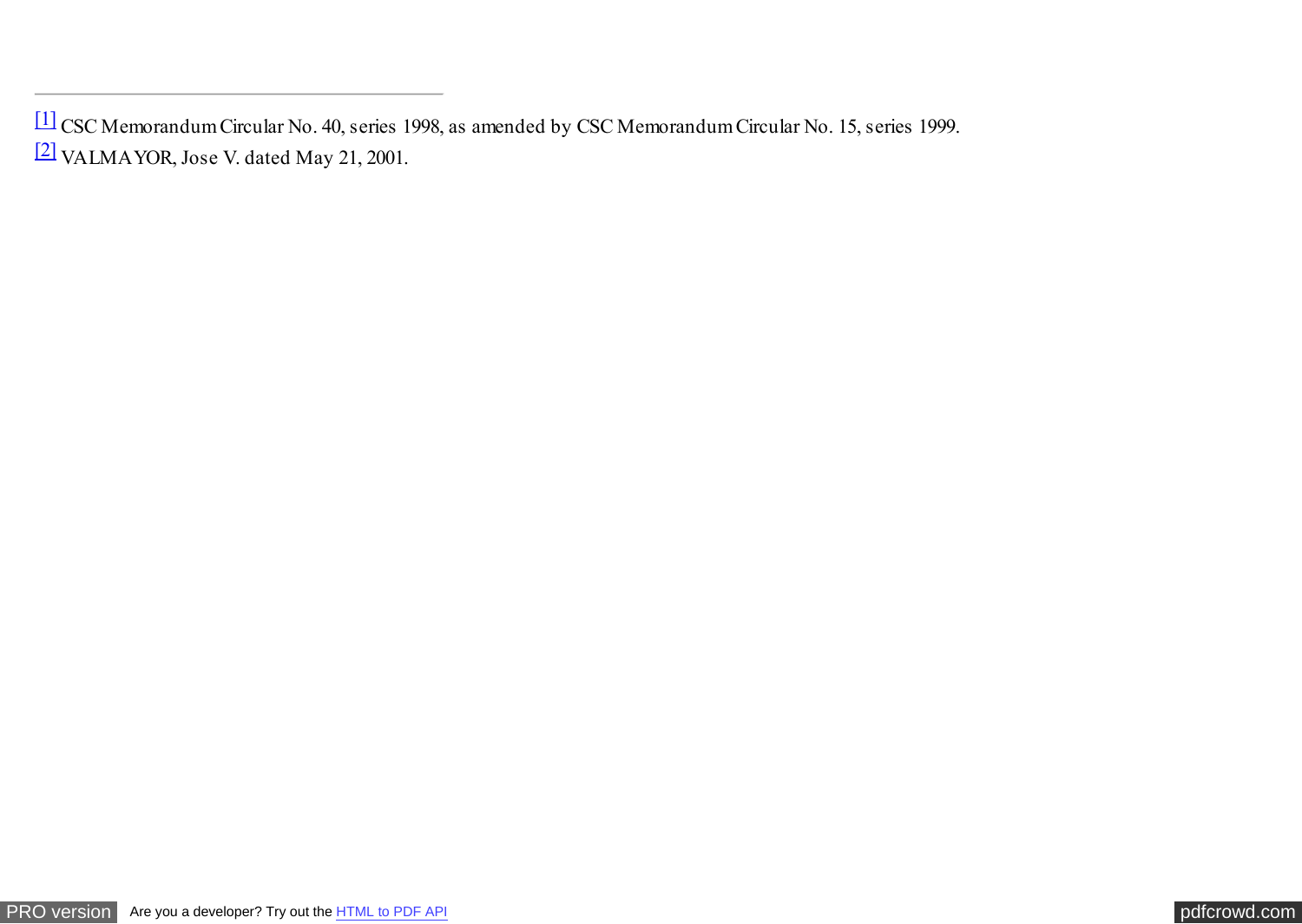---

[1] CSC Memorandum Circular No. 40, series 1998, as amended by CSC Memorandum Circular No. 15, series 1999.

[2] VALMAYOR, Jose V. dated May 21, 2001.